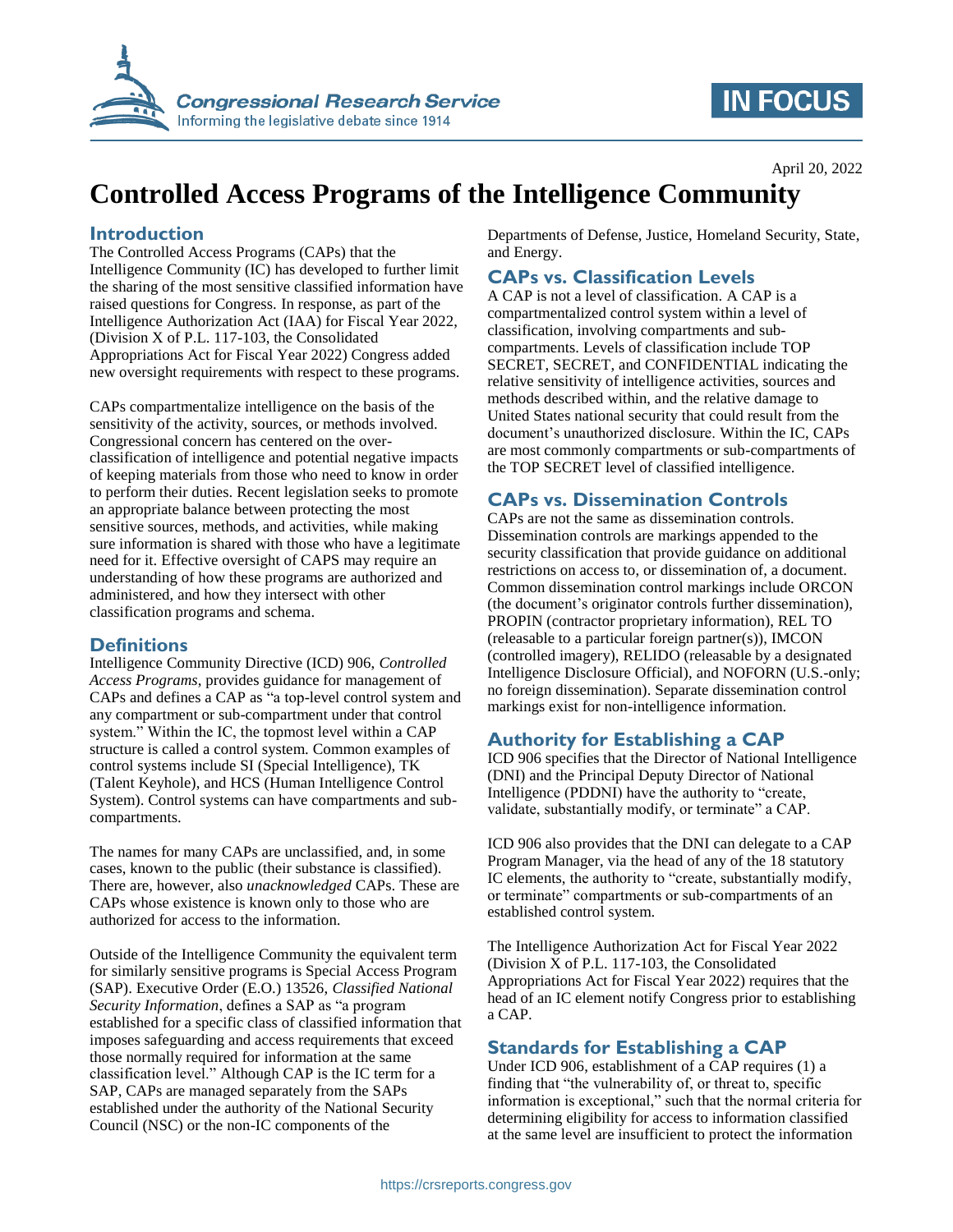April 20, 2022

# Controlled Access Programs of the Intelligence Community

## Introduction

The Controlled Access Programs (CAPs) that the Intelligence Community (IC) has developed to further limit the sharing of the most sensitive classified information have raised questions for Congress. In response, as part of the Intelligence Authorization Act (IAA) for Fiscal Year 2022, (Division X of P.L. 117-103, the Consolidated Appropriations Act for Fiscal Year 2022) Congress added new oversight requirements with respect to these programs.

CAPs compartmentalize intelligence on the basis of the sensitivity of the activity, sources, or methods involved. Congressional concern has centered on the over-classification of intelligence and potential negative impacts of keeping materials from those who need to know in order to perform their duties. Recent legislation seeks to promote an appropriate balance between protecting the most sensitive sources, methods, and activities, while making sure information is shared with those who have a legitimate need for it. Effective oversight of CAPS may require an understanding of how these programs are authorized and administered, and how they intersect with other classification programs and schema.

## Definitions

Intelligence Community Directive (ICD) 906, *Controlled Access Programs*, provides guidance for management of CAPs and defines a CAP as "a top-level control system and any compartment or sub-compartment under that control system." Within the IC, the topmost level within a CAP structure is called a control system. Common examples of control systems include SI (Special Intelligence), TK (Talent Keyhole), and HCS (Human Intelligence Control System). Control systems can have compartments and sub-compartments.

The names for many CAPs are unclassified, and, in some cases, known to the public (their substance is classified). There are, however, also *unacknowledged* CAPs. These are CAPs whose existence is known only to those who are authorized for access to the information.

Outside of the Intelligence Community the equivalent term for similarly sensitive programs is Special Access Program (SAP). Executive Order (E.O.) 13526, *Classified National Security Information*, defines a SAP as "a program established for a specific class of classified information that imposes safeguarding and access requirements that exceed those normally required for information at the same classification level." Although CAP is the IC term for a SAP, CAPs are managed separately from the SAPs established under the authority of the National Security Council (NSC) or the non-IC components of the Departments of Defense, Justice, Homeland Security, State, and Energy.

## CAPs vs. Classification Levels

A CAP is not a level of classification. A CAP is a compartmentalized control system within a level of classification, involving compartments and sub-compartments. Levels of classification include TOP SECRET, SECRET, and CONFIDENTIAL indicating the relative sensitivity of intelligence activities, sources and methods described within, and the relative damage to United States national security that could result from the document's unauthorized disclosure. Within the IC, CAPs are most commonly compartments or sub-compartments of the TOP SECRET level of classified intelligence.

## CAPs vs. Dissemination Controls

CAPs are not the same as dissemination controls. Dissemination controls are markings appended to the security classification that provide guidance on additional restrictions on access to, or dissemination of, a document. Common dissemination control markings include ORCON (the document's originator controls further dissemination), PROPIN (contractor proprietary information), REL TO (releasable to a particular foreign partner(s)), IMCON (controlled imagery), RELIDO (releasable by a designated Intelligence Disclosure Official), and NOFORN (U.S.-only; no foreign dissemination). Separate dissemination control markings exist for non-intelligence information.

## Authority for Establishing a CAP

ICD 906 specifies that the Director of National Intelligence (DNI) and the Principal Deputy Director of National Intelligence (PDDNI) have the authority to "create, validate, substantially modify, or terminate" a CAP.

ICD 906 also provides that the DNI can delegate to a CAP Program Manager, via the head of any of the 18 statutory IC elements, the authority to "create, substantially modify, or terminate" compartments or sub-compartments of an established control system.

The Intelligence Authorization Act for Fiscal Year 2022 (Division X of P.L. 117-103, the Consolidated Appropriations Act for Fiscal Year 2022) requires that the head of an IC element notify Congress prior to establishing a CAP.

## Standards for Establishing a CAP

Under ICD 906, establishment of a CAP requires (1) a finding that "the vulnerability of, or threat to, specific information is exceptional," such that the normal criteria for determining eligibility for access to information classified at the same level are insufficient to protect the information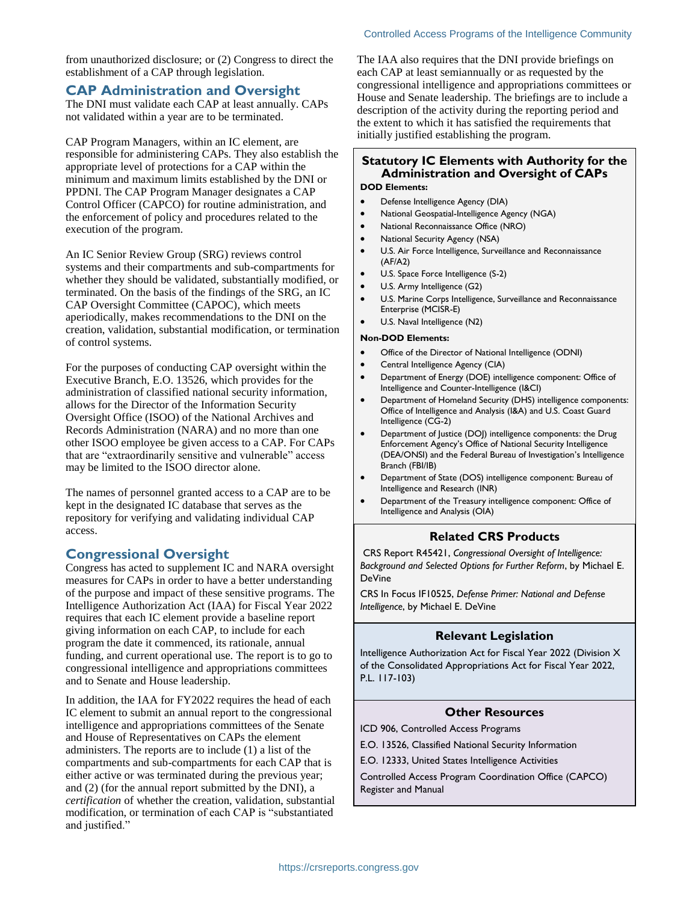from unauthorized disclosure; or (2) Congress to direct the establishment of a CAP through legislation.

## CAP Administration and Oversight

The DNI must validate each CAP at least annually. CAPs not validated within a year are to be terminated.

CAP Program Managers, within an IC element, are responsible for administering CAPs. They also establish the appropriate level of protections for a CAP within the minimum and maximum limits established by the DNI or PPDNI. The CAP Program Manager designates a CAP Control Officer (CAPCO) for routine administration, and the enforcement of policy and procedures related to the execution of the program.

An IC Senior Review Group (SRG) reviews control systems and their compartments and sub-compartments for whether they should be validated, substantially modified, or terminated. On the basis of the findings of the SRG, an IC CAP Oversight Committee (CAPOC), which meets aperiodically, makes recommendations to the DNI on the creation, validation, substantial modification, or termination of control systems.

For the purposes of conducting CAP oversight within the Executive Branch, E.O. 13526, which provides for the administration of classified national security information, allows for the Director of the Information Security Oversight Office (ISOO) of the National Archives and Records Administration (NARA) and no more than one other ISOO employee be given access to a CAP. For CAPs that are "extraordinarily sensitive and vulnerable" access may be limited to the ISOO director alone.

The names of personnel granted access to a CAP are to be kept in the designated IC database that serves as the repository for verifying and validating individual CAP access.

## Congressional Oversight

Congress has acted to supplement IC and NARA oversight measures for CAPs in order to have a better understanding of the purpose and impact of these sensitive programs. The Intelligence Authorization Act (IAA) for Fiscal Year 2022 requires that each IC element provide a baseline report giving information on each CAP, to include for each program the date it commenced, its rationale, annual funding, and current operational use. The report is to go to congressional intelligence and appropriations committees and to Senate and House leadership.

In addition, the IAA for FY2022 requires the head of each IC element to submit an annual report to the congressional intelligence and appropriations committees of the Senate and House of Representatives on CAPs the element administers. The reports are to include (1) a list of the compartments and sub-compartments for each CAP that is either active or was terminated during the previous year; and (2) (for the annual report submitted by the DNI), a *certification* of whether the creation, validation, substantial modification, or termination of each CAP is "substantiated and justified."

The IAA also requires that the DNI provide briefings on each CAP at least semiannually or as requested by the congressional intelligence and appropriations committees or House and Senate leadership. The briefings are to include a description of the activity during the reporting period and the extent to which it has satisfied the requirements that initially justified establishing the program.

### Statutory IC Elements with Authority for the Administration and Oversight of CAPs

**DOD Elements:**

- Defense Intelligence Agency (DIA)
- National Geospatial-Intelligence Agency (NGA)
- National Reconnaissance Office (NRO)
- National Security Agency (NSA)
- U.S. Air Force Intelligence, Surveillance and Reconnaissance (AF/A2)
- U.S. Space Force Intelligence (S-2)
- U.S. Army Intelligence (G2)
- U.S. Marine Corps Intelligence, Surveillance and Reconnaissance Enterprise (MCISR-E)
- U.S. Naval Intelligence (N2)

**Non-DOD Elements:**

- Office of the Director of National Intelligence (ODNI)
- Central Intelligence Agency (CIA)
- Department of Energy (DOE) intelligence component: Office of Intelligence and Counter-Intelligence (I&CI)
- Department of Homeland Security (DHS) intelligence components: Office of Intelligence and Analysis (I&A) and U.S. Coast Guard Intelligence (CG-2)
- Department of Justice (DOJ) intelligence components: the Drug Enforcement Agency's Office of National Security Intelligence (DEA/ONSI) and the Federal Bureau of Investigation's Intelligence Branch (FBI/IB)
- Department of State (DOS) intelligence component: Bureau of Intelligence and Research (INR)
- Department of the Treasury intelligence component: Office of Intelligence and Analysis (OIA)

### Related CRS Products

CRS Report R45421, *Congressional Oversight of Intelligence: Background and Selected Options for Further Reform*, by Michael E. DeVine

CRS In Focus IF10525, *Defense Primer: National and Defense Intelligence*, by Michael E. DeVine

### Relevant Legislation

Intelligence Authorization Act for Fiscal Year 2022 (Division X of the Consolidated Appropriations Act for Fiscal Year 2022, P.L. 117-103)

### Other Resources

ICD 906, Controlled Access Programs

E.O. 13526, Classified National Security Information

E.O. 12333, United States Intelligence Activities

Controlled Access Program Coordination Office (CAPCO) Register and Manual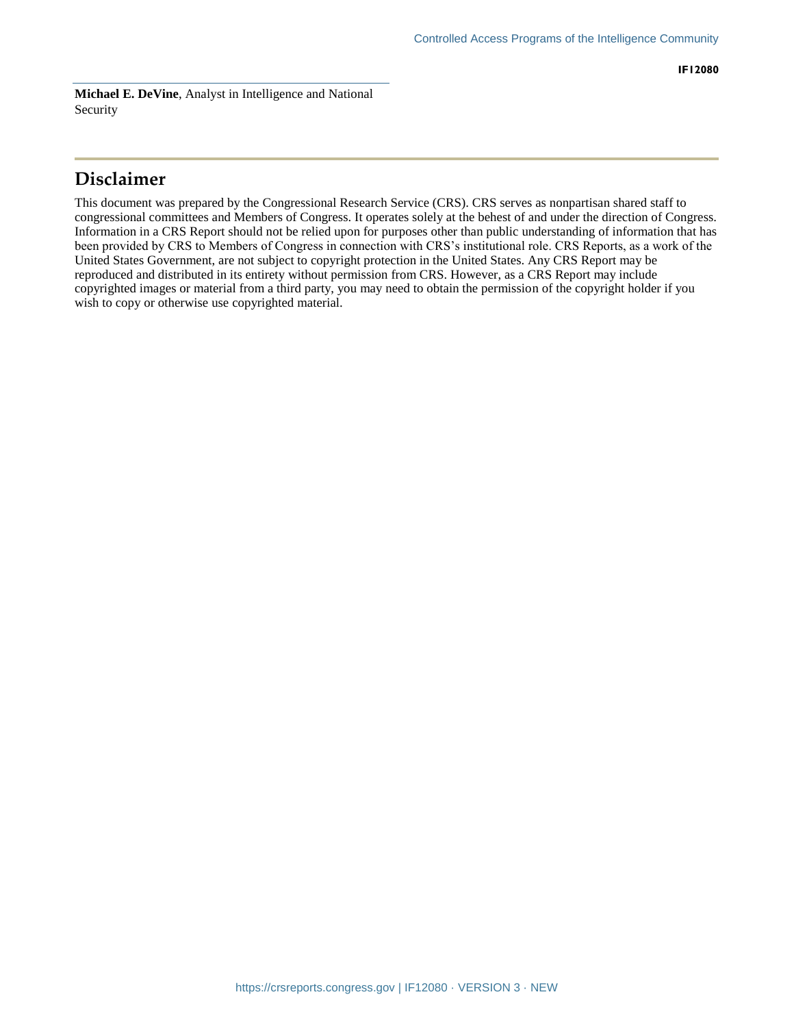**Michael E. DeVine**, Analyst in Intelligence and National Security

## Disclaimer

This document was prepared by the Congressional Research Service (CRS). CRS serves as nonpartisan shared staff to congressional committees and Members of Congress. It operates solely at the behest of and under the direction of Congress. Information in a CRS Report should not be relied upon for purposes other than public understanding of information that has been provided by CRS to Members of Congress in connection with CRS's institutional role. CRS Reports, as a work of the United States Government, are not subject to copyright protection in the United States. Any CRS Report may be reproduced and distributed in its entirety without permission from CRS. However, as a CRS Report may include copyrighted images or material from a third party, you may need to obtain the permission of the copyright holder if you wish to copy or otherwise use copyrighted material.